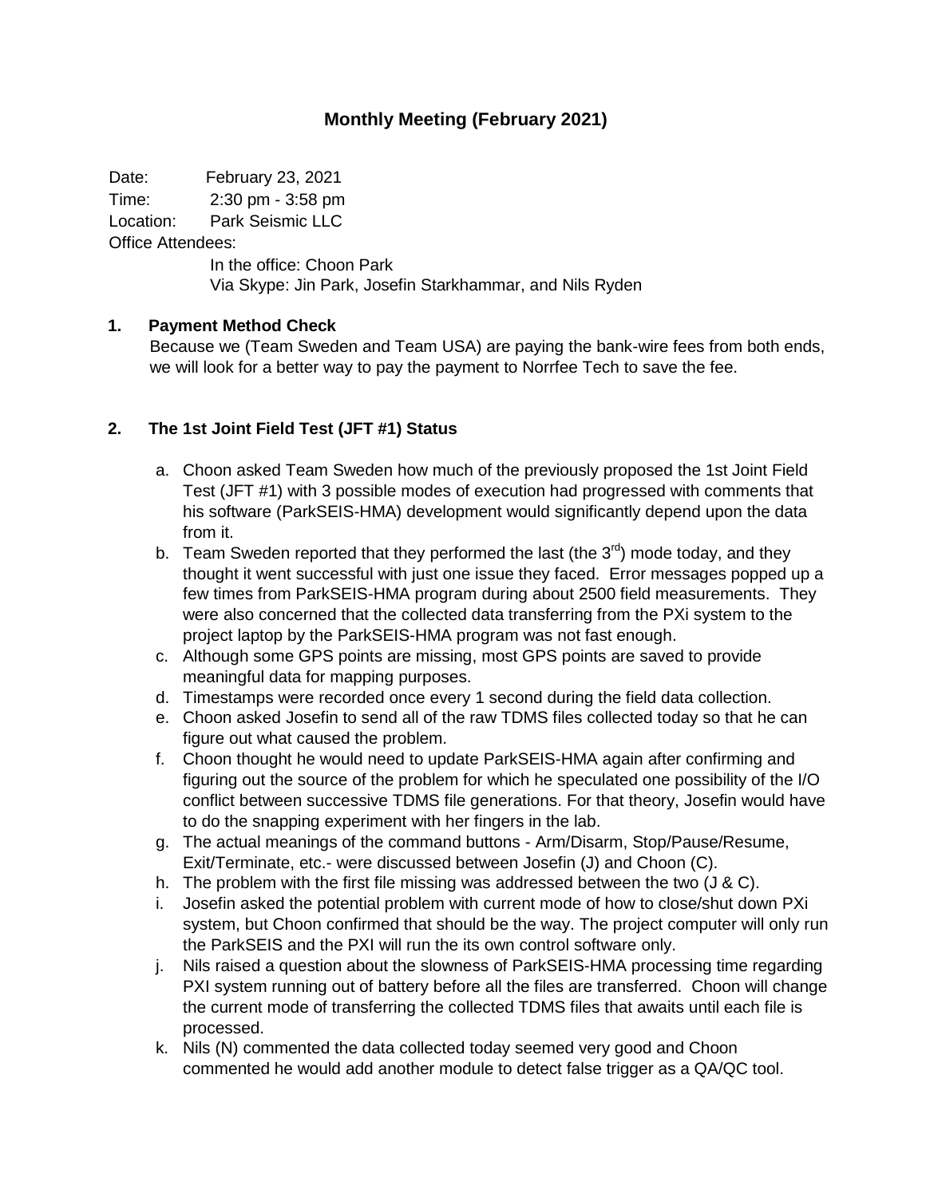# Monthly Meeting (February 2021)

Date: February 23, 2021
Time: 2:30 pm - 3:58 pm
Location: Park Seismic LLC
Office Attendees:
In the office: Choon Park
Via Skype: Jin Park, Josefin Starkhammar, and Nils Ryden

## 1. Payment Method Check

Because we (Team Sweden and Team USA) are paying the bank-wire fees from both ends, we will look for a better way to pay the payment to Norrfee Tech to save the fee.

## 2. The 1st Joint Field Test (JFT #1) Status

a. Choon asked Team Sweden how much of the previously proposed the 1st Joint Field Test (JFT #1) with 3 possible modes of execution had progressed with comments that his software (ParkSEIS-HMA) development would significantly depend upon the data from it.

b. Team Sweden reported that they performed the last (the 3rd) mode today, and they thought it went successful with just one issue they faced. Error messages popped up a few times from ParkSEIS-HMA program during about 2500 field measurements. They were also concerned that the collected data transferring from the PXi system to the project laptop by the ParkSEIS-HMA program was not fast enough.

c. Although some GPS points are missing, most GPS points are saved to provide meaningful data for mapping purposes.

d. Timestamps were recorded once every 1 second during the field data collection.

e. Choon asked Josefin to send all of the raw TDMS files collected today so that he can figure out what caused the problem.

f. Choon thought he would need to update ParkSEIS-HMA again after confirming and figuring out the source of the problem for which he speculated one possibility of the I/O conflict between successive TDMS file generations. For that theory, Josefin would have to do the snapping experiment with her fingers in the lab.

g. The actual meanings of the command buttons - Arm/Disarm, Stop/Pause/Resume, Exit/Terminate, etc.- were discussed between Josefin (J) and Choon (C).

h. The problem with the first file missing was addressed between the two (J & C).

i. Josefin asked the potential problem with current mode of how to close/shut down PXi system, but Choon confirmed that should be the way. The project computer will only run the ParkSEIS and the PXI will run the its own control software only.

j. Nils raised a question about the slowness of ParkSEIS-HMA processing time regarding PXI system running out of battery before all the files are transferred. Choon will change the current mode of transferring the collected TDMS files that awaits until each file is processed.

k. Nils (N) commented the data collected today seemed very good and Choon commented he would add another module to detect false trigger as a QA/QC tool.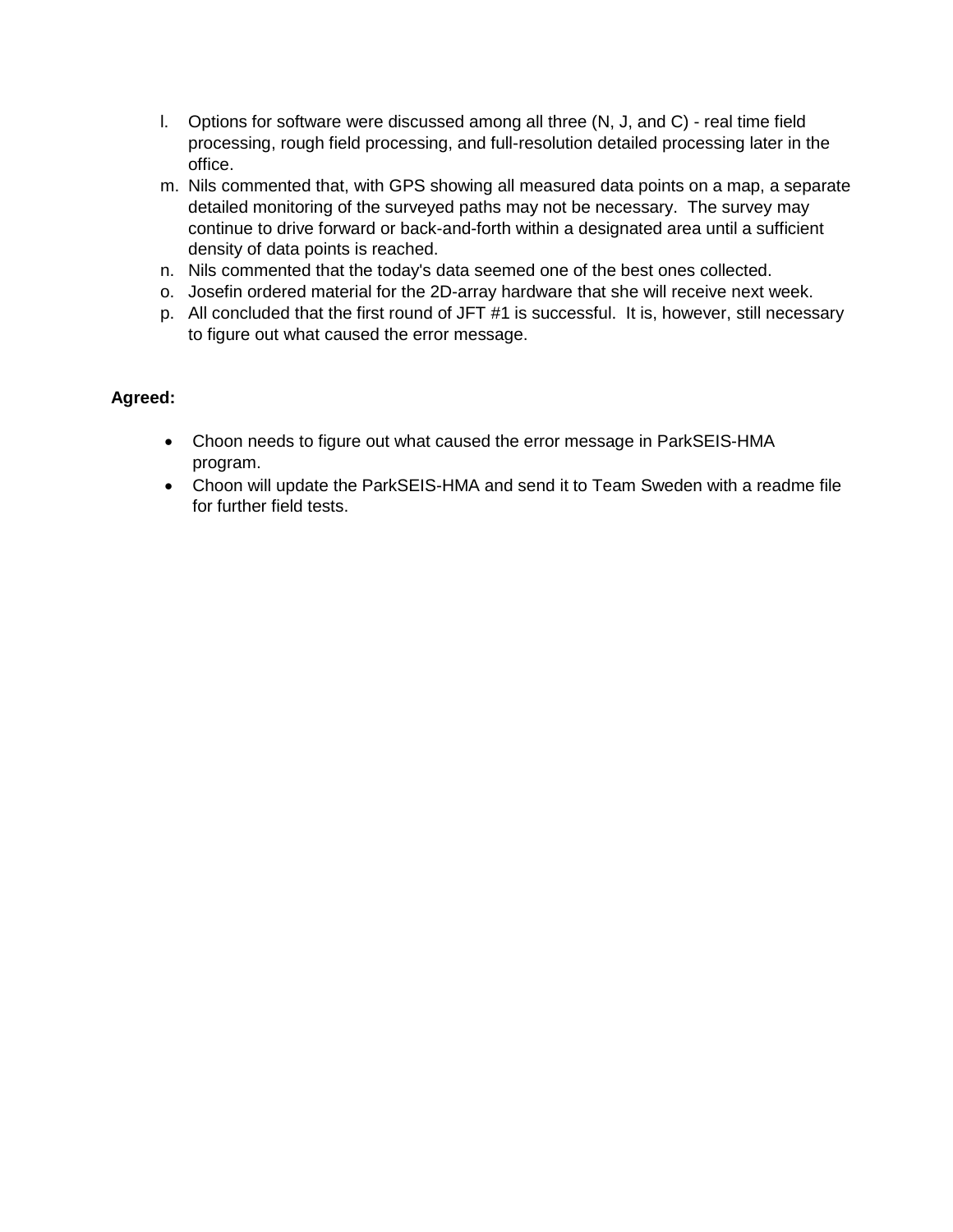l. Options for software were discussed among all three (N, J, and C) - real time field processing, rough field processing, and full-resolution detailed processing later in the office.
m. Nils commented that, with GPS showing all measured data points on a map, a separate detailed monitoring of the surveyed paths may not be necessary. The survey may continue to drive forward or back-and-forth within a designated area until a sufficient density of data points is reached.
n. Nils commented that the today's data seemed one of the best ones collected.
o. Josefin ordered material for the 2D-array hardware that she will receive next week.
p. All concluded that the first round of JFT #1 is successful. It is, however, still necessary to figure out what caused the error message.

**Agreed:**

- Choon needs to figure out what caused the error message in ParkSEIS-HMA program.
- Choon will update the ParkSEIS-HMA and send it to Team Sweden with a readme file for further field tests.